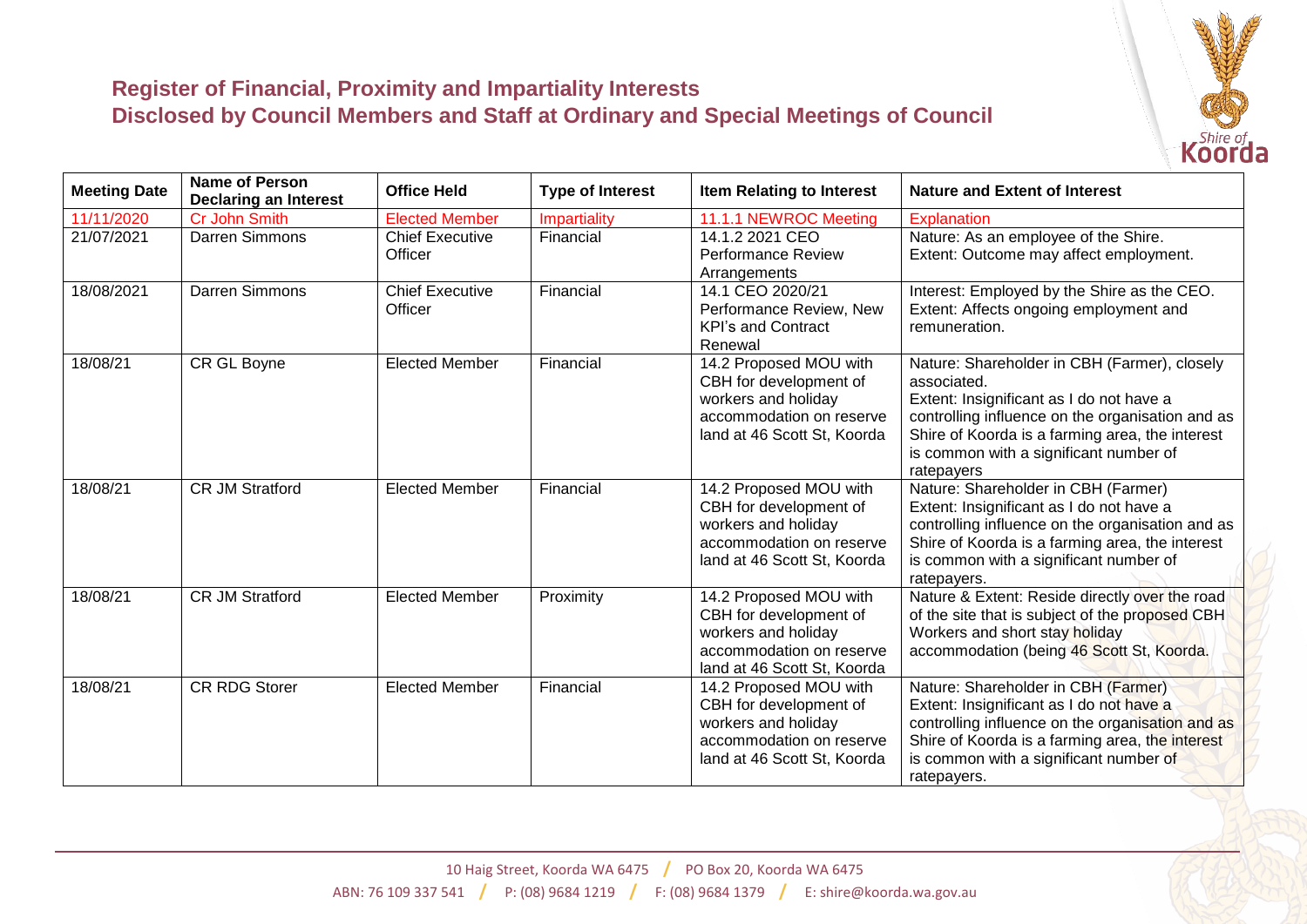## Register of Financial, Proximity and Impartiality Interests
## Disclosed by Council Members and Staff at Ordinary and Special Meetings of Council

| Meeting Date | Name of Person Declaring an Interest | Office Held | Type of Interest | Item Relating to Interest | Nature and Extent of Interest |
|---|---|---|---|---|---|
| 11/11/2020 | Cr John Smith | Elected Member | Impartiality | 11.1.1 NEWROC Meeting | Explanation |
| 21/07/2021 | Darren Simmons | Chief Executive Officer | Financial | 14.1.2 2021 CEO Performance Review Arrangements | Nature: As an employee of the Shire. Extent: Outcome may affect employment. |
| 18/08/2021 | Darren Simmons | Chief Executive Officer | Financial | 14.1 CEO 2020/21 Performance Review, New KPI's and Contract Renewal | Interest: Employed by the Shire as the CEO. Extent: Affects ongoing employment and remuneration. |
| 18/08/21 | CR GL Boyne | Elected Member | Financial | 14.2 Proposed MOU with CBH for development of workers and holiday accommodation on reserve land at 46 Scott St, Koorda | Nature: Shareholder in CBH (Farmer), closely associated. Extent: Insignificant as I do not have a controlling influence on the organisation and as Shire of Koorda is a farming area, the interest is common with a significant number of ratepayers |
| 18/08/21 | CR JM Stratford | Elected Member | Financial | 14.2 Proposed MOU with CBH for development of workers and holiday accommodation on reserve land at 46 Scott St, Koorda | Nature: Shareholder in CBH (Farmer) Extent: Insignificant as I do not have a controlling influence on the organisation and as Shire of Koorda is a farming area, the interest is common with a significant number of ratepayers. |
| 18/08/21 | CR JM Stratford | Elected Member | Proximity | 14.2 Proposed MOU with CBH for development of workers and holiday accommodation on reserve land at 46 Scott St, Koorda | Nature & Extent: Reside directly over the road of the site that is subject of the proposed CBH Workers and short stay holiday accommodation (being 46 Scott St, Koorda. |
| 18/08/21 | CR RDG Storer | Elected Member | Financial | 14.2 Proposed MOU with CBH for development of workers and holiday accommodation on reserve land at 46 Scott St, Koorda | Nature: Shareholder in CBH (Farmer) Extent: Insignificant as I do not have a controlling influence on the organisation and as Shire of Koorda is a farming area, the interest is common with a significant number of ratepayers. |

10 Haig Street, Koorda WA 6475 / PO Box 20, Koorda WA 6475

ABN: 76 109 337 541 / P: (08) 9684 1219 / F: (08) 9684 1379 / E: shire@koorda.wa.gov.au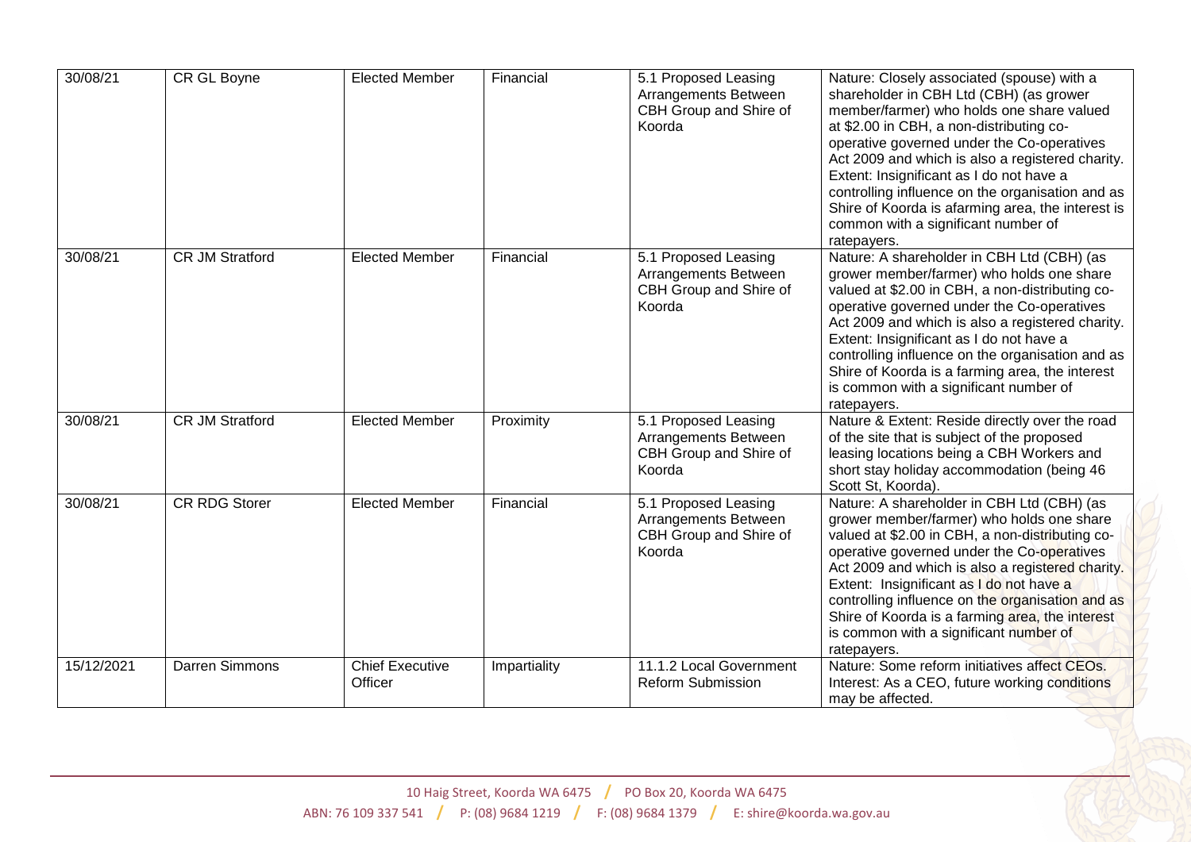| 30/08/21 | CR GL Boyne | Elected Member | Financial | 5.1 Proposed Leasing Arrangements Between CBH Group and Shire of Koorda | Nature: Closely associated (spouse) with a shareholder in CBH Ltd (CBH) (as grower member/farmer) who holds one share valued at $2.00 in CBH, a non-distributing co-operative governed under the Co-operatives Act 2009 and which is also a registered charity. Extent: Insignificant as I do not have a controlling influence on the organisation and as Shire of Koorda is afarming area, the interest is common with a significant number of ratepayers. |
|---|---|---|---|---|---|
| 30/08/21 | CR JM Stratford | Elected Member | Financial | 5.1 Proposed Leasing Arrangements Between CBH Group and Shire of Koorda | Nature: A shareholder in CBH Ltd (CBH) (as grower member/farmer) who holds one share valued at $2.00 in CBH, a non-distributing co-operative governed under the Co-operatives Act 2009 and which is also a registered charity. Extent: Insignificant as I do not have a controlling influence on the organisation and as Shire of Koorda is a farming area, the interest is common with a significant number of ratepayers. |
| 30/08/21 | CR JM Stratford | Elected Member | Proximity | 5.1 Proposed Leasing Arrangements Between CBH Group and Shire of Koorda | Nature & Extent: Reside directly over the road of the site that is subject of the proposed leasing locations being a CBH Workers and short stay holiday accommodation (being 46 Scott St, Koorda). |
| 30/08/21 | CR RDG Storer | Elected Member | Financial | 5.1 Proposed Leasing Arrangements Between CBH Group and Shire of Koorda | Nature: A shareholder in CBH Ltd (CBH) (as grower member/farmer) who holds one share valued at $2.00 in CBH, a non-distributing co-operative governed under the Co-operatives Act 2009 and which is also a registered charity. Extent: Insignificant as I do not have a controlling influence on the organisation and as Shire of Koorda is a farming area, the interest is common with a significant number of ratepayers. |
| 15/12/2021 | Darren Simmons | Chief Executive Officer | Impartiality | 11.1.2 Local Government Reform Submission | Nature: Some reform initiatives affect CEOs. Interest: As a CEO, future working conditions may be affected. |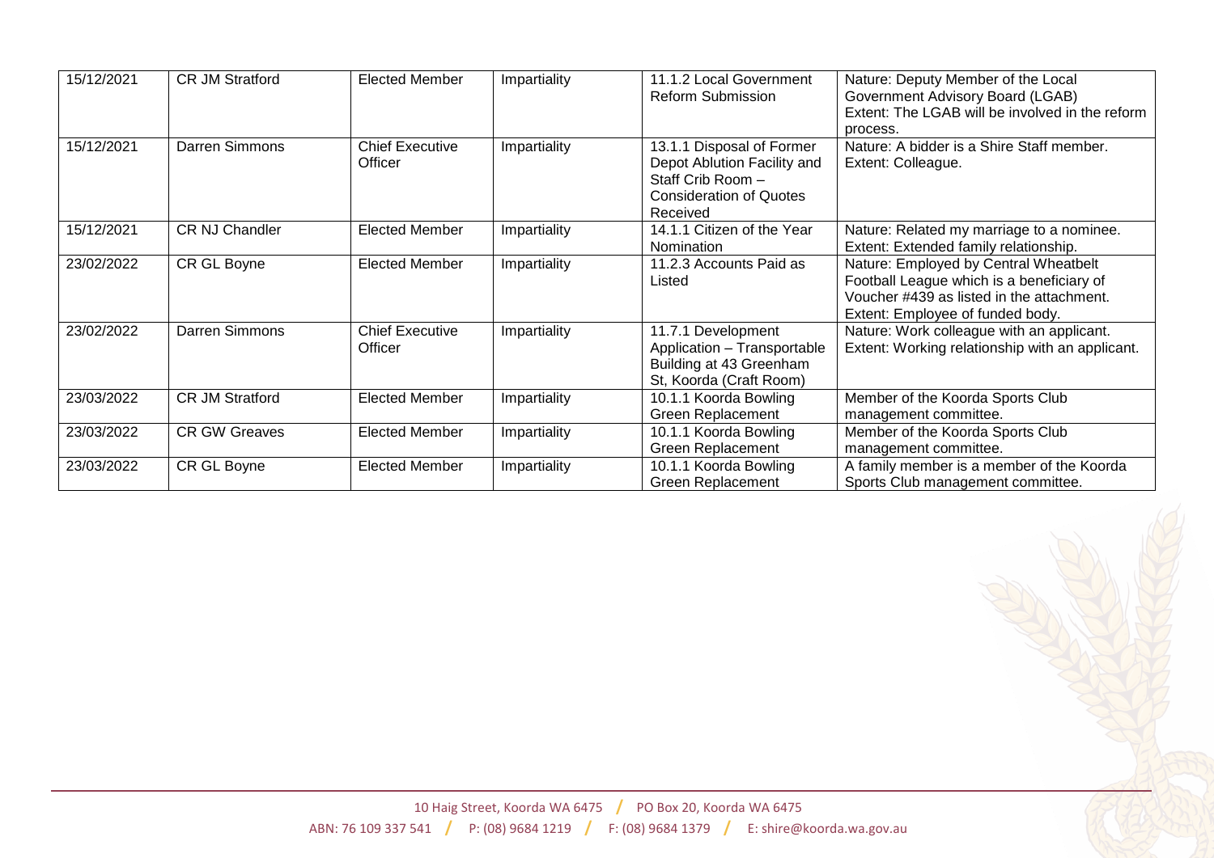| | | | | | |
|---|---|---|---|---|---|
| 15/12/2021 | CR JM Stratford | Elected Member | Impartiality | 11.1.2 Local Government Reform Submission | Nature: Deputy Member of the Local Government Advisory Board (LGAB) Extent: The LGAB will be involved in the reform process. |
| 15/12/2021 | Darren Simmons | Chief Executive Officer | Impartiality | 13.1.1 Disposal of Former Depot Ablution Facility and Staff Crib Room – Consideration of Quotes Received | Nature: A bidder is a Shire Staff member. Extent: Colleague. |
| 15/12/2021 | CR NJ Chandler | Elected Member | Impartiality | 14.1.1 Citizen of the Year Nomination | Nature: Related my marriage to a nominee. Extent: Extended family relationship. |
| 23/02/2022 | CR GL Boyne | Elected Member | Impartiality | 11.2.3 Accounts Paid as Listed | Nature: Employed by Central Wheatbelt Football League which is a beneficiary of Voucher #439 as listed in the attachment. Extent: Employee of funded body. |
| 23/02/2022 | Darren Simmons | Chief Executive Officer | Impartiality | 11.7.1 Development Application – Transportable Building at 43 Greenham St, Koorda (Craft Room) | Nature: Work colleague with an applicant. Extent: Working relationship with an applicant. |
| 23/03/2022 | CR JM Stratford | Elected Member | Impartiality | 10.1.1 Koorda Bowling Green Replacement | Member of the Koorda Sports Club management committee. |
| 23/03/2022 | CR GW Greaves | Elected Member | Impartiality | 10.1.1 Koorda Bowling Green Replacement | Member of the Koorda Sports Club management committee. |
| 23/03/2022 | CR GL Boyne | Elected Member | Impartiality | 10.1.1 Koorda Bowling Green Replacement | A family member is a member of the Koorda Sports Club management committee. |